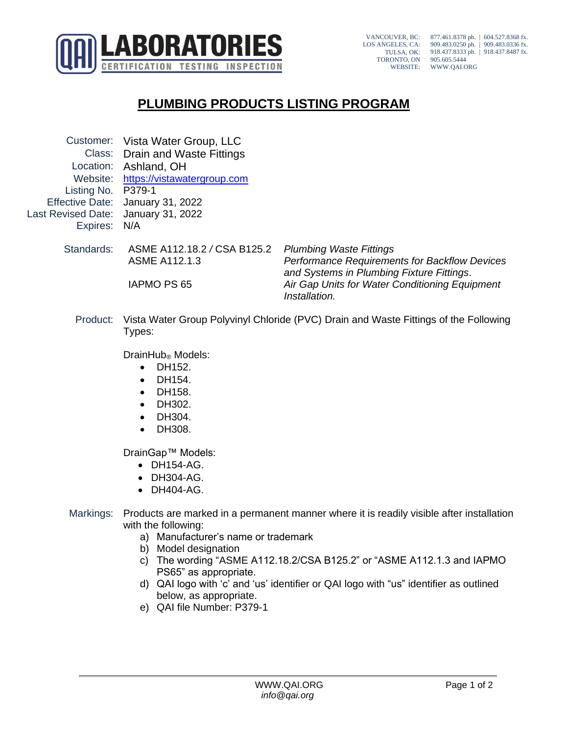LABORATORIES
CERTIFICATION TESTING INSPECTION

VANCOUVER, BC: 877.461.8378 ph. | 604.527.8368 fx.
LOS ANGELES, CA: 909.483.0250 ph. | 909.483.0336 fx.
TULSA, OK: 918.437.8333 ph. | 918.437.8487 fx.
TORONTO, ON 905.605.5444
WEBSITE: WWW.QAI.ORG

# PLUMBING PRODUCTS LISTING PROGRAM

Customer: Vista Water Group, LLC
Class: Drain and Waste Fittings
Location: Ashland, OH
Website: [https://vistawatergroup.com](https://vistawatergroup.com)
Listing No. P379-1
Effective Date: January 31, 2022
Last Revised Date: January 31, 2022
Expires: N/A

Standards:

| | |
|---|---|
| ASME A112.18.2 / CSA B125.2 | *Plumbing Waste Fittings* |
| ASME A112.1.3 | *Performance Requirements for Backflow Devices and Systems in Plumbing Fixture Fittings*. |
| IAPMO PS 65 | *Air Gap Units for Water Conditioning Equipment Installation.* |

Product: Vista Water Group Polyvinyl Chloride (PVC) Drain and Waste Fittings of the Following Types:

DrainHub® Models:

- DH152.
- DH154.
- DH158.
- DH302.
- DH304.
- DH308.

DrainGap™ Models:

- DH154-AG.
- DH304-AG.
- DH404-AG.

Markings: Products are marked in a permanent manner where it is readily visible after installation with the following:

a) Manufacturer's name or trademark
b) Model designation
c) The wording "ASME A112.18.2/CSA B125.2" or "ASME A112.1.3 and IAPMO PS65" as appropriate.
d) QAI logo with 'c' and 'us' identifier or QAI logo with "us" identifier as outlined below, as appropriate.
e) QAI file Number: P379-1

WWW.QAI.ORG
*info@qai.org*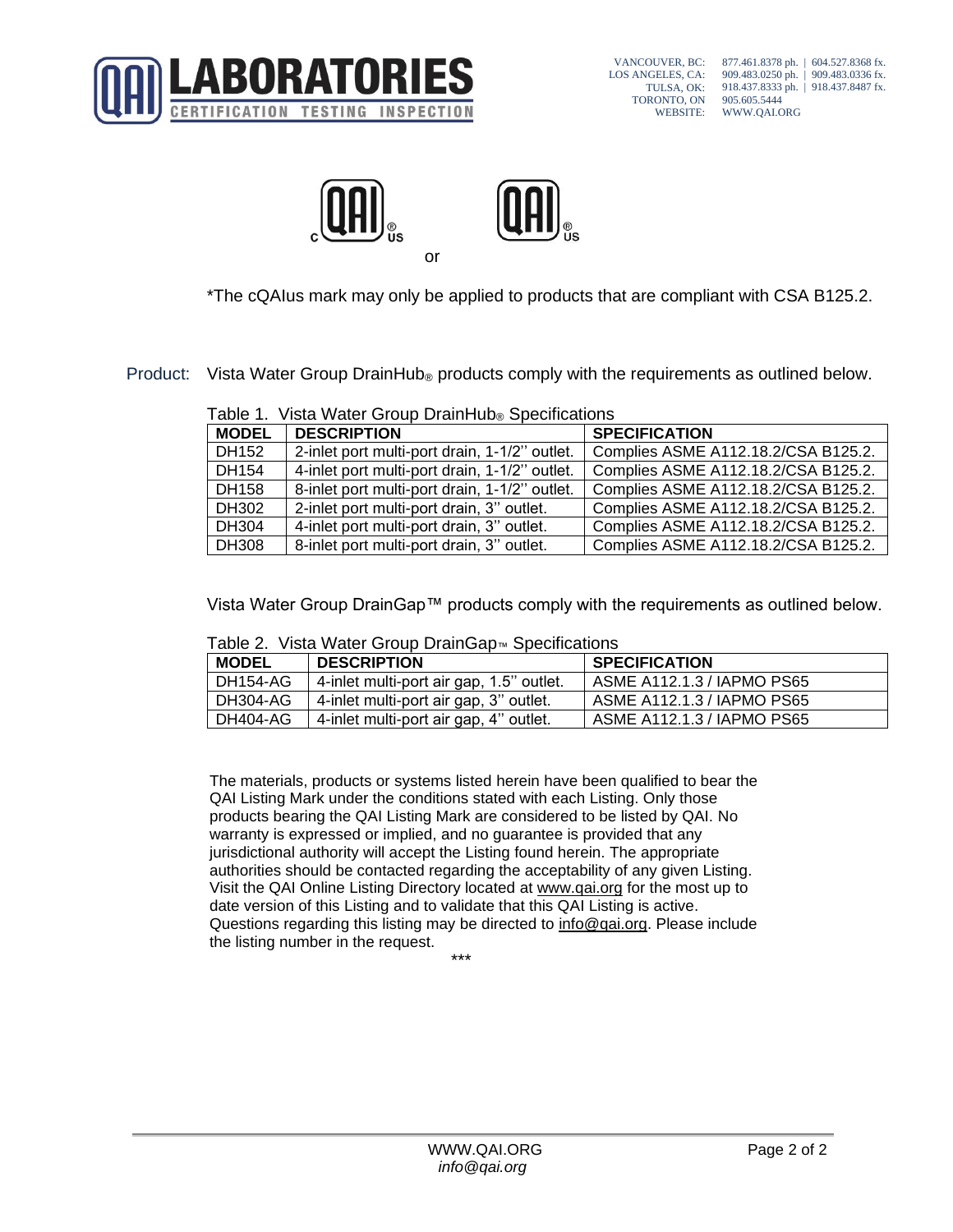VANCOUVER, BC: 877.461.8378 ph. | 604.527.8368 fx.
LOS ANGELES, CA: 909.483.0250 ph. | 909.483.0336 fx.
TULSA, OK: 918.437.8333 ph. | 918.437.8487 fx.
TORONTO, ON 905.605.5444
WEBSITE: WWW.QAI.ORG

or

*The cQAIus mark may only be applied to products that are compliant with CSA B125.2.

Product: Vista Water Group DrainHub® products comply with the requirements as outlined below.

Table 1. Vista Water Group DrainHub® Specifications

| MODEL | DESCRIPTION | SPECIFICATION |
|---|---|---|
| DH152 | 2-inlet port multi-port drain, 1-1/2'' outlet. | Complies ASME A112.18.2/CSA B125.2. |
| DH154 | 4-inlet port multi-port drain, 1-1/2'' outlet. | Complies ASME A112.18.2/CSA B125.2. |
| DH158 | 8-inlet port multi-port drain, 1-1/2'' outlet. | Complies ASME A112.18.2/CSA B125.2. |
| DH302 | 2-inlet port multi-port drain, 3'' outlet. | Complies ASME A112.18.2/CSA B125.2. |
| DH304 | 4-inlet port multi-port drain, 3'' outlet. | Complies ASME A112.18.2/CSA B125.2. |
| DH308 | 8-inlet port multi-port drain, 3'' outlet. | Complies ASME A112.18.2/CSA B125.2. |

Vista Water Group DrainGap™ products comply with the requirements as outlined below.

Table 2. Vista Water Group DrainGap™ Specifications

| MODEL | DESCRIPTION | SPECIFICATION |
|---|---|---|
| DH154-AG | 4-inlet multi-port air gap, 1.5'' outlet. | ASME A112.1.3 / IAPMO PS65 |
| DH304-AG | 4-inlet multi-port air gap, 3'' outlet. | ASME A112.1.3 / IAPMO PS65 |
| DH404-AG | 4-inlet multi-port air gap, 4'' outlet. | ASME A112.1.3 / IAPMO PS65 |

The materials, products or systems listed herein have been qualified to bear the QAI Listing Mark under the conditions stated with each Listing. Only those products bearing the QAI Listing Mark are considered to be listed by QAI. No warranty is expressed or implied, and no guarantee is provided that any jurisdictional authority will accept the Listing found herein. The appropriate authorities should be contacted regarding the acceptability of any given Listing. Visit the QAI Online Listing Directory located at www.qai.org for the most up to date version of this Listing and to validate that this QAI Listing is active. Questions regarding this listing may be directed to info@qai.org. Please include the listing number in the request.

***